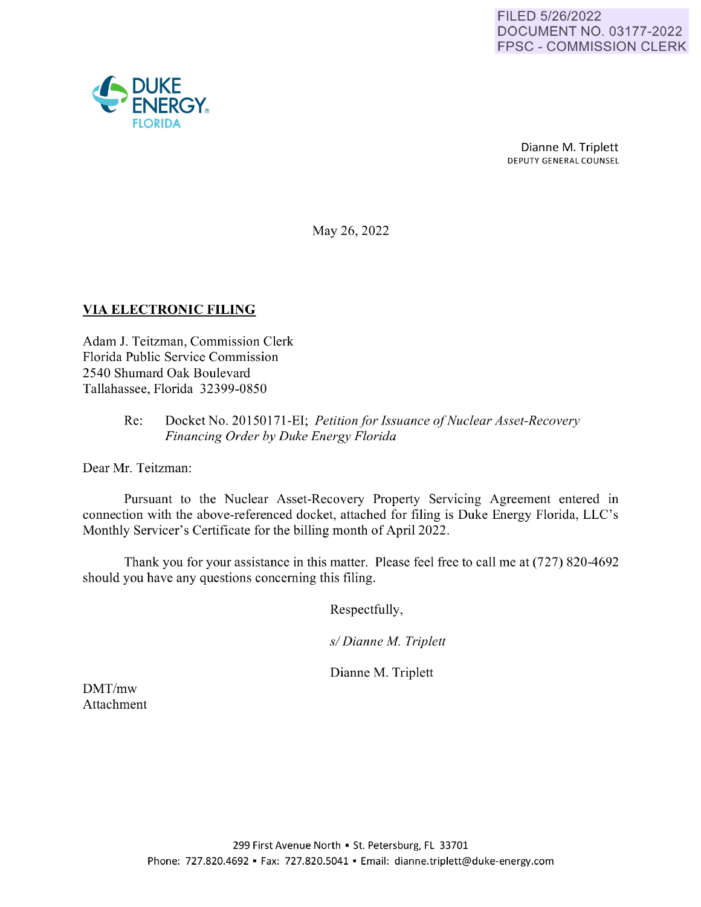FILED 5/26/2022
DOCUMENT NO. 03177-2022
FPSC - COMMISSION CLERK

DUKE ENERGY
FLORIDA

Dianne M. Triplett
DEPUTY GENERAL COUNSEL

May 26, 2022

**VIA ELECTRONIC FILING**

Adam J. Teitzman, Commission Clerk
Florida Public Service Commission
2540 Shumard Oak Boulevard
Tallahassee, Florida 32399-0850

Re: Docket No. 20150171-EI; *Petition for Issuance of Nuclear Asset-Recovery Financing Order by Duke Energy Florida*

Dear Mr. Teitzman:

Pursuant to the Nuclear Asset-Recovery Property Servicing Agreement entered in connection with the above-referenced docket, attached for filing is Duke Energy Florida, LLC's Monthly Servicer's Certificate for the billing month of April 2022.

Thank you for your assistance in this matter. Please feel free to call me at (727) 820-4692 should you have any questions concerning this filing.

Respectfully,

*s/ Dianne M. Triplett*

Dianne M. Triplett

DMT/mw
Attachment

299 First Avenue North ▪ St. Petersburg, FL 33701
Phone: 727.820.4692 ▪ Fax: 727.820.5041 ▪ Email: dianne.triplett@duke-energy.com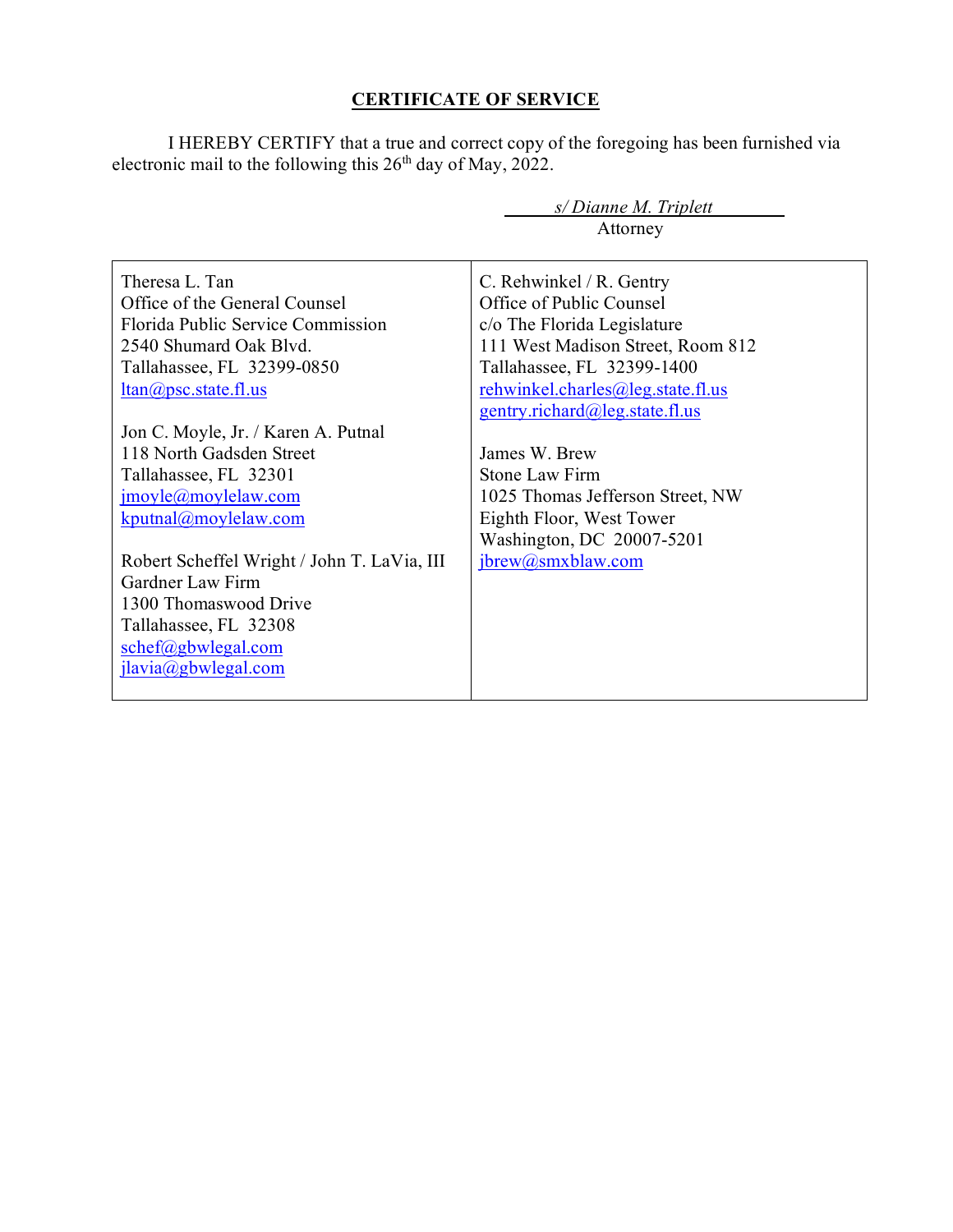## CERTIFICATE OF SERVICE

I HEREBY CERTIFY that a true and correct copy of the foregoing has been furnished via electronic mail to the following this 26th day of May, 2022.

*s/ Dianne M. Triplett*
Attorney

| | |
|---|---|
| Theresa L. Tan<br>Office of the General Counsel<br>Florida Public Service Commission<br>2540 Shumard Oak Blvd.<br>Tallahassee, FL 32399-0850<br>ltan@psc.state.fl.us<br><br>Jon C. Moyle, Jr. / Karen A. Putnal<br>118 North Gadsden Street<br>Tallahassee, FL 32301<br>jmoyle@moylelaw.com<br>kputnal@moylelaw.com<br><br>Robert Scheffel Wright / John T. LaVia, III<br>Gardner Law Firm<br>1300 Thomaswood Drive<br>Tallahassee, FL 32308<br>schef@gbwlegal.com<br>jlavia@gbwlegal.com | C. Rehwinkel / R. Gentry<br>Office of Public Counsel<br>c/o The Florida Legislature<br>111 West Madison Street, Room 812<br>Tallahassee, FL 32399-1400<br>rehwinkel.charles@leg.state.fl.us<br>gentry.richard@leg.state.fl.us<br><br>James W. Brew<br>Stone Law Firm<br>1025 Thomas Jefferson Street, NW<br>Eighth Floor, West Tower<br>Washington, DC 20007-5201<br>jbrew@smxblaw.com |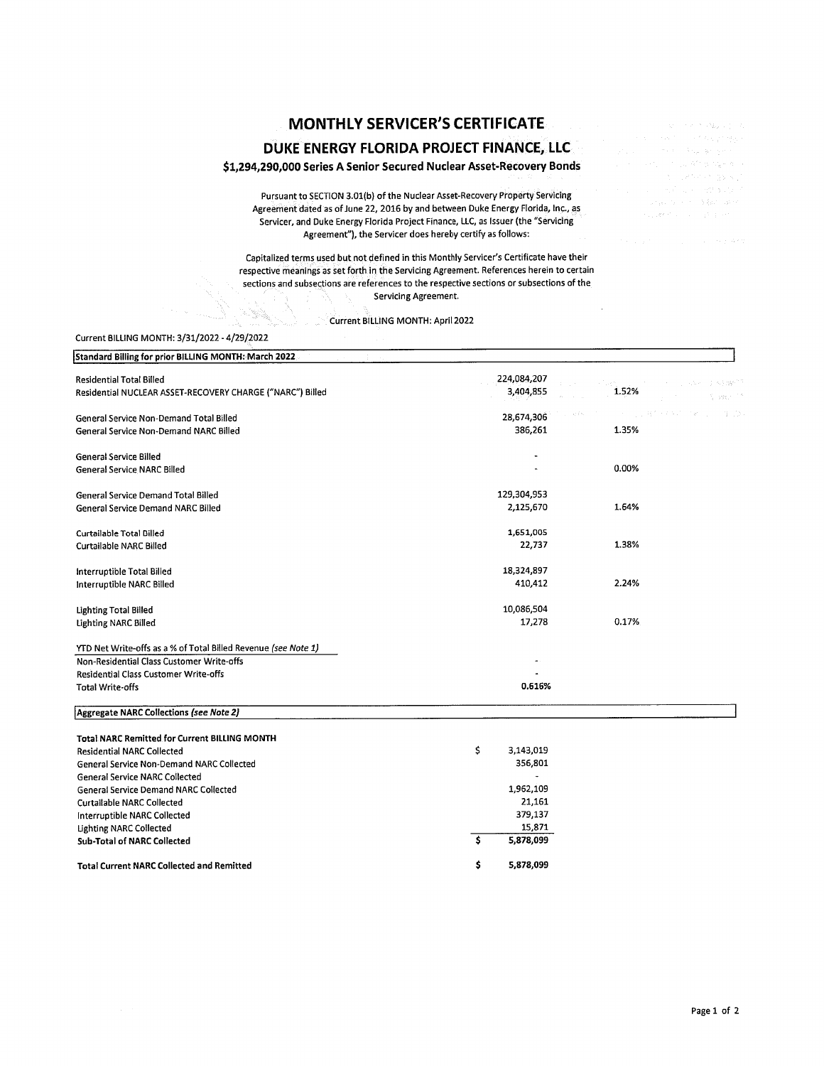# MONTHLY SERVICER'S CERTIFICATE

## DUKE ENERGY FLORIDA PROJECT FINANCE, LLC

### $1,294,290,000 Series A Senior Secured Nuclear Asset-Recovery Bonds

Pursuant to SECTION 3.01(b) of the Nuclear Asset-Recovery Property Servicing Agreement dated as of June 22, 2016 by and between Duke Energy Florida, Inc., as Servicer, and Duke Energy Florida Project Finance, LLC, as Issuer (the "Servicing Agreement"), the Servicer does hereby certify as follows:

Capitalized terms used but not defined in this Monthly Servicer's Certificate have their respective meanings as set forth in the Servicing Agreement. References herein to certain sections and subsections are references to the respective sections or subsections of the Servicing Agreement.

Current BILLING MONTH: April 2022

Current BILLING MONTH: 3/31/2022 - 4/29/2022

| Standard Billing for prior BILLING MONTH: March 2022 | | |
|---|---|---|
| Residential Total Billed | 224,084,207 | |
| Residential NUCLEAR ASSET-RECOVERY CHARGE ("NARC") Billed | 3,404,855 | 1.52% |
| | | |
| General Service Non-Demand Total Billed | 28,674,306 | |
| General Service Non-Demand NARC Billed | 386,261 | 1.35% |
| | | |
| General Service Billed | - | |
| General Service NARC Billed | - | 0.00% |
| | | |
| General Service Demand Total Billed | 129,304,953 | |
| General Service Demand NARC Billed | 2,125,670 | 1.64% |
| | | |
| Curtailable Total Billed | 1,651,005 | |
| Curtailable NARC Billed | 22,737 | 1.38% |
| | | |
| Interruptible Total Billed | 18,324,897 | |
| Interruptible NARC Billed | 410,412 | 2.24% |
| | | |
| Lighting Total Billed | 10,086,504 | |
| Lighting NARC Billed | 17,278 | 0.17% |
| | | |
| YTD Net Write-offs as a % of Total Billed Revenue *(see Note 1)* | | |
| Non-Residential Class Customer Write-offs | - | |
| Residential Class Customer Write-offs | - | |
| Total Write-offs | **0.616%** | |

| Aggregate NARC Collections *(see Note 2)* | |
|---|---|
| **Total NARC Remitted for Current BILLING MONTH** | |
| Residential NARC Collected | $ 3,143,019 |
| General Service Non-Demand NARC Collected | 356,801 |
| General Service NARC Collected | - |
| General Service Demand NARC Collected | 1,962,109 |
| Curtailable NARC Collected | 21,161 |
| Interruptible NARC Collected | 379,137 |
| Lighting NARC Collected | 15,871 |
| **Sub-Total of NARC Collected** | **$ 5,878,099** |
| | |
| **Total Current NARC Collected and Remitted** | **$ 5,878,099** |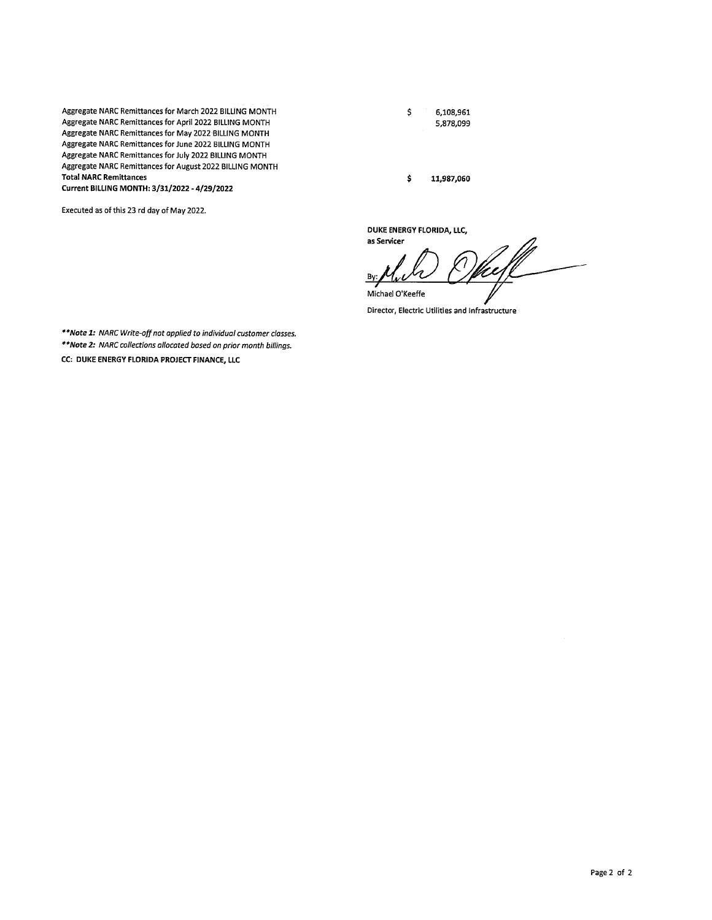| | | |
|---|---|---|
| Aggregate NARC Remittances for March 2022 BILLING MONTH | $ | 6,108,961 |
| Aggregate NARC Remittances for April 2022 BILLING MONTH | | 5,878,099 |
| Aggregate NARC Remittances for May 2022 BILLING MONTH | | |
| Aggregate NARC Remittances for June 2022 BILLING MONTH | | |
| Aggregate NARC Remittances for July 2022 BILLING MONTH | | |
| Aggregate NARC Remittances for August 2022 BILLING MONTH | | |
| **Total NARC Remittances** | **$** | **11,987,060** |
| **Current BILLING MONTH: 3/31/2022 - 4/29/2022** | | |

Executed as of this 23 rd day of May 2022.

**DUKE ENERGY FLORIDA, LLC,**
**as Servicer**

By: ______________________

Michael O'Keeffe

Director, Electric Utilities and Infrastructure

***\*Note 1:** NARC Write-off not applied to individual customer classes.*

***\*Note 2:** NARC collections allocated based on prior month billings.*

**CC: DUKE ENERGY FLORIDA PROJECT FINANCE, LLC**